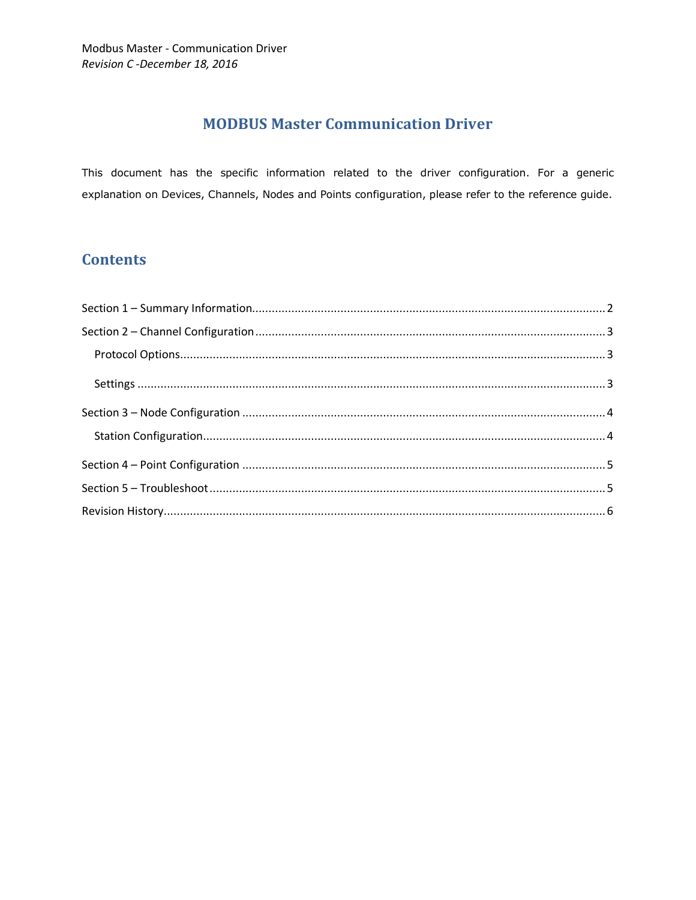Modbus Master - Communication Driver
*Revision C -December 18, 2016*

# MODBUS Master Communication Driver

This document has the specific information related to the driver configuration. For a generic explanation on Devices, Channels, Nodes and Points configuration, please refer to the reference guide.

## Contents

- Section 1 – Summary Information ........ 2
- Section 2 – Channel Configuration ........ 3
  - Protocol Options ........ 3
  - Settings ........ 3
- Section 3 – Node Configuration ........ 4
  - Station Configuration ........ 4
- Section 4 – Point Configuration ........ 5
- Section 5 – Troubleshoot ........ 5
- Revision History ........ 6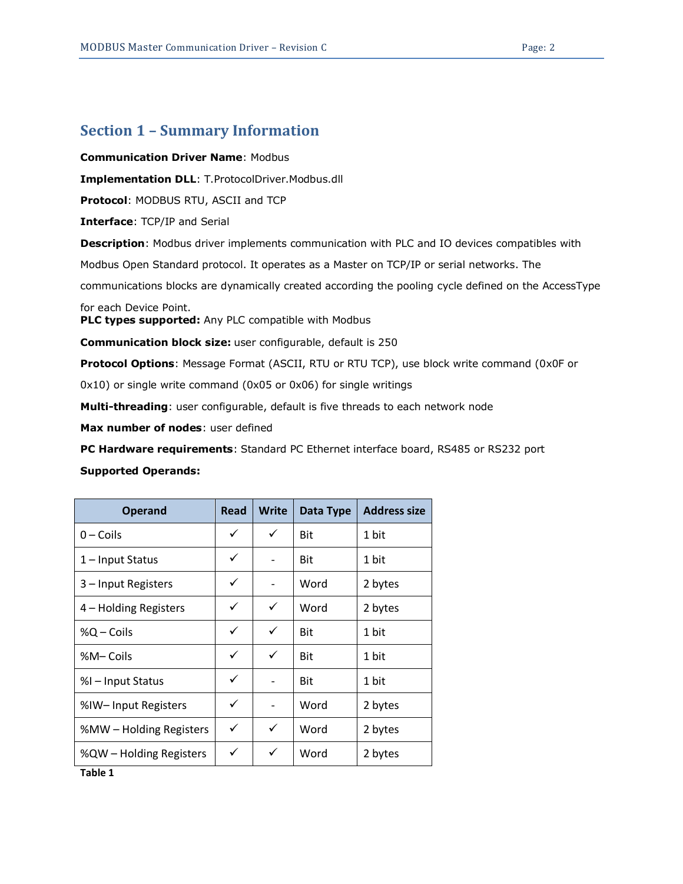## Section 1 – Summary Information

**Communication Driver Name**: Modbus

**Implementation DLL**: T.ProtocolDriver.Modbus.dll

**Protocol**: MODBUS RTU, ASCII and TCP

**Interface**: TCP/IP and Serial

**Description**: Modbus driver implements communication with PLC and IO devices compatibles with Modbus Open Standard protocol. It operates as a Master on TCP/IP or serial networks. The communications blocks are dynamically created according the pooling cycle defined on the AccessType for each Device Point.

**PLC types supported:** Any PLC compatible with Modbus

**Communication block size:** user configurable, default is 250

**Protocol Options**: Message Format (ASCII, RTU or RTU TCP), use block write command (0x0F or 0x10) or single write command (0x05 or 0x06) for single writings

**Multi-threading**: user configurable, default is five threads to each network node

**Max number of nodes**: user defined

**PC Hardware requirements**: Standard PC Ethernet interface board, RS485 or RS232 port

**Supported Operands:**

| Operand | Read | Write | Data Type | Address size |
|---|---|---|---|---|
| 0 – Coils | ✓ | ✓ | Bit | 1 bit |
| 1 – Input Status | ✓ | - | Bit | 1 bit |
| 3 – Input Registers | ✓ | - | Word | 2 bytes |
| 4 – Holding Registers | ✓ | ✓ | Word | 2 bytes |
| %Q – Coils | ✓ | ✓ | Bit | 1 bit |
| %M– Coils | ✓ | ✓ | Bit | 1 bit |
| %I – Input Status | ✓ | - | Bit | 1 bit |
| %IW– Input Registers | ✓ | - | Word | 2 bytes |
| %MW – Holding Registers | ✓ | ✓ | Word | 2 bytes |
| %QW – Holding Registers | ✓ | ✓ | Word | 2 bytes |

**Table 1**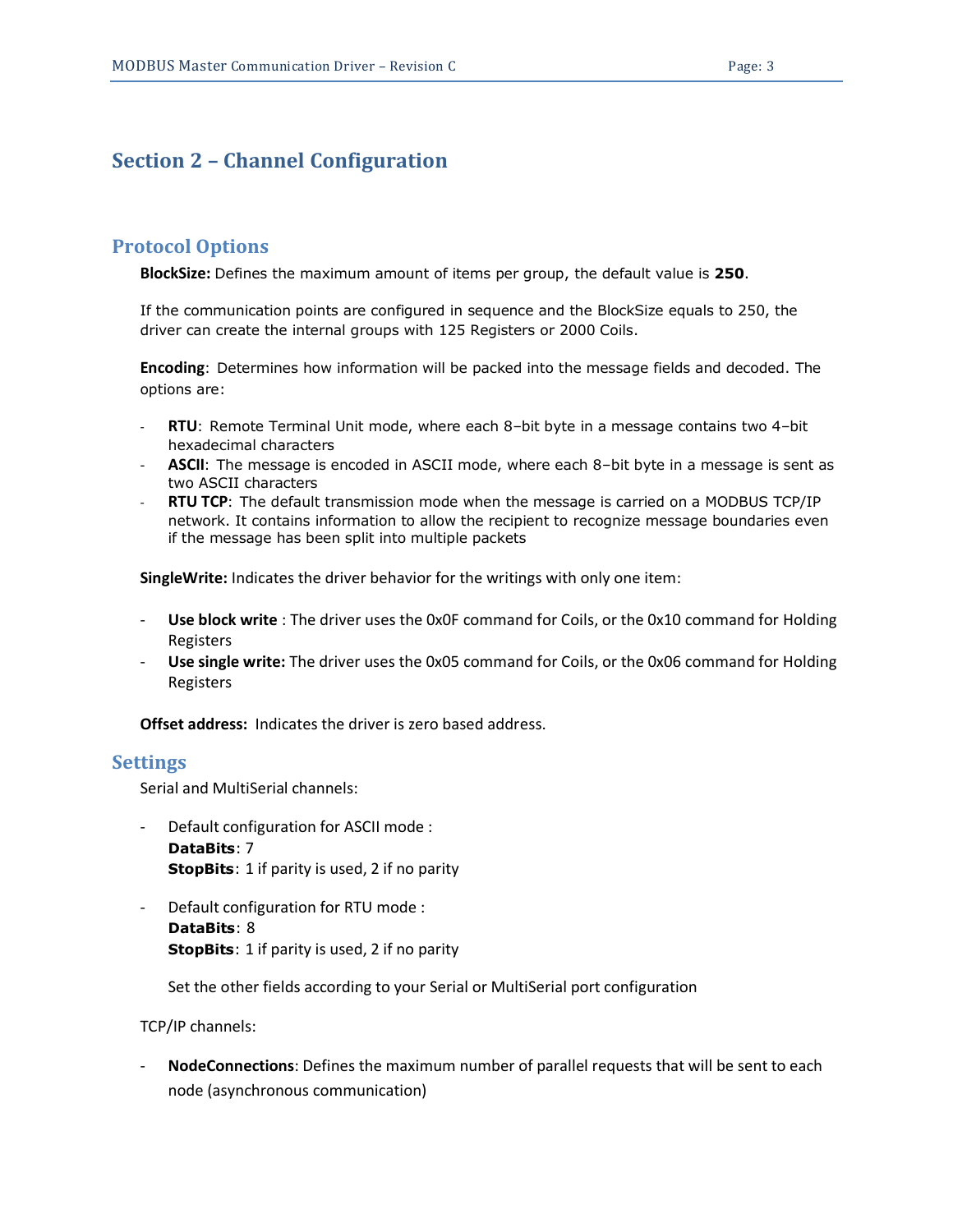# Section 2 – Channel Configuration

## Protocol Options

**BlockSize:** Defines the maximum amount of items per group, the default value is **250**.

If the communication points are configured in sequence and the BlockSize equals to 250, the driver can create the internal groups with 125 Registers or 2000 Coils.

**Encoding**: Determines how information will be packed into the message fields and decoded. The options are:

- **RTU**: Remote Terminal Unit mode, where each 8–bit byte in a message contains two 4–bit hexadecimal characters
- **ASCII**: The message is encoded in ASCII mode, where each 8–bit byte in a message is sent as two ASCII characters
- **RTU TCP**: The default transmission mode when the message is carried on a MODBUS TCP/IP network. It contains information to allow the recipient to recognize message boundaries even if the message has been split into multiple packets

**SingleWrite:** Indicates the driver behavior for the writings with only one item:

- **Use block write** : The driver uses the 0x0F command for Coils, or the 0x10 command for Holding Registers
- **Use single write:** The driver uses the 0x05 command for Coils, or the 0x06 command for Holding Registers

**Offset address:** Indicates the driver is zero based address.

## Settings

Serial and MultiSerial channels:

- Default configuration for ASCII mode :
  **DataBits**: 7
  **StopBits**: 1 if parity is used, 2 if no parity

- Default configuration for RTU mode :
  **DataBits**: 8
  **StopBits**: 1 if parity is used, 2 if no parity

  Set the other fields according to your Serial or MultiSerial port configuration

TCP/IP channels:

- **NodeConnections**: Defines the maximum number of parallel requests that will be sent to each node (asynchronous communication)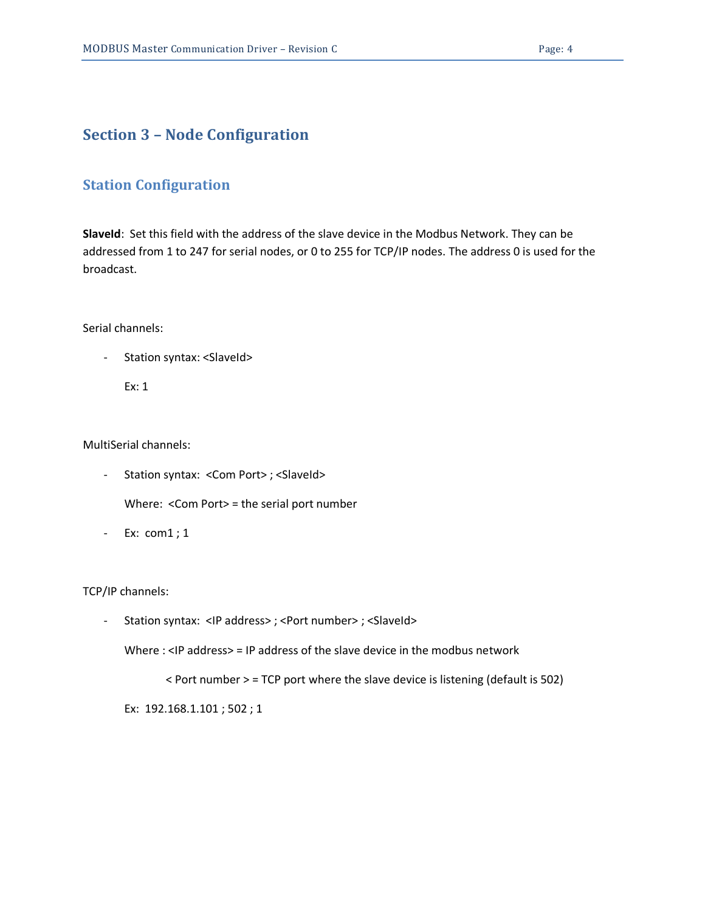# Section 3 – Node Configuration

## Station Configuration

**SlaveId**: Set this field with the address of the slave device in the Modbus Network. They can be addressed from 1 to 247 for serial nodes, or 0 to 255 for TCP/IP nodes. The address 0 is used for the broadcast.

Serial channels:

- Station syntax: <SlaveId>

  Ex: 1

MultiSerial channels:

- Station syntax: <Com Port> ; <SlaveId>

  Where: <Com Port> = the serial port number

- Ex: com1 ; 1

TCP/IP channels:

- Station syntax: <IP address> ; <Port number> ; <SlaveId>

  Where : <IP address> = IP address of the slave device in the modbus network

  < Port number > = TCP port where the slave device is listening (default is 502)

  Ex: 192.168.1.101 ; 502 ; 1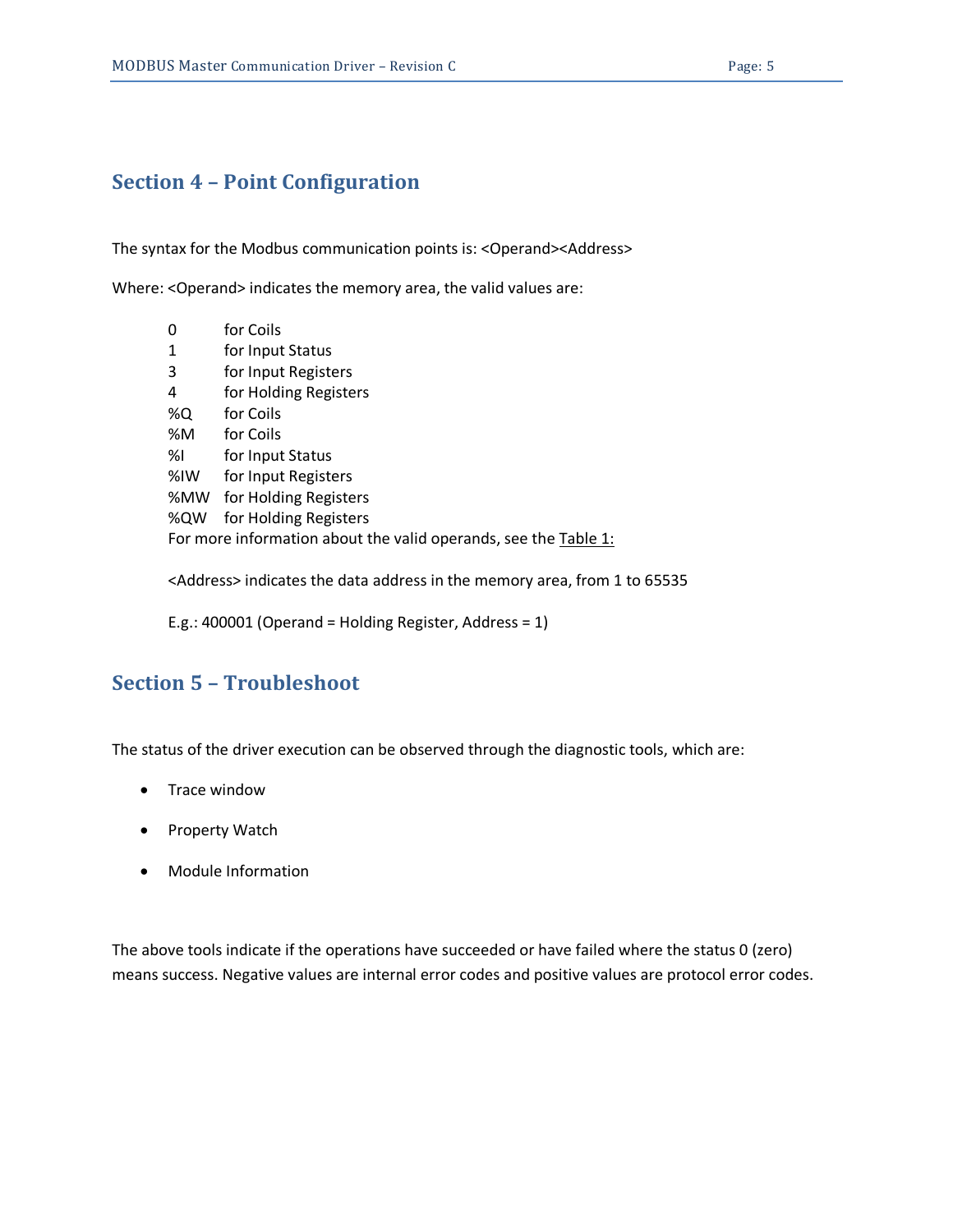## Section 4 – Point Configuration

The syntax for the Modbus communication points is: <Operand><Address>

Where: <Operand> indicates the memory area, the valid values are:

| | |
|---|---|
| 0 | for Coils |
| 1 | for Input Status |
| 3 | for Input Registers |
| 4 | for Holding Registers |
| %Q | for Coils |
| %M | for Coils |
| %I | for Input Status |
| %IW | for Input Registers |
| %MW | for Holding Registers |
| %QW | for Holding Registers |

For more information about the valid operands, see the Table 1:

<Address> indicates the data address in the memory area, from 1 to 65535

E.g.: 400001 (Operand = Holding Register, Address = 1)

## Section 5 – Troubleshoot

The status of the driver execution can be observed through the diagnostic tools, which are:

- Trace window
- Property Watch
- Module Information

The above tools indicate if the operations have succeeded or have failed where the status 0 (zero) means success. Negative values are internal error codes and positive values are protocol error codes.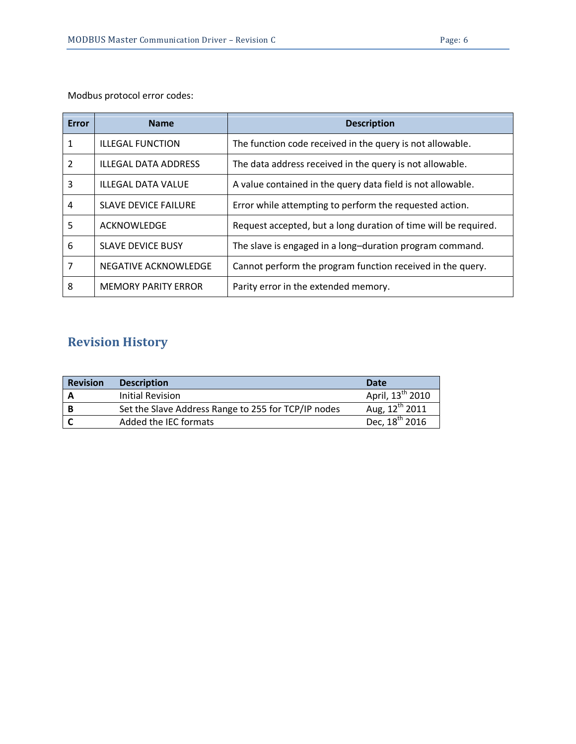Modbus protocol error codes:

| Error | Name | Description |
|---|---|---|
| 1 | ILLEGAL FUNCTION | The function code received in the query is not allowable. |
| 2 | ILLEGAL DATA ADDRESS | The data address received in the query is not allowable. |
| 3 | ILLEGAL DATA VALUE | A value contained in the query data field is not allowable. |
| 4 | SLAVE DEVICE FAILURE | Error while attempting to perform the requested action. |
| 5 | ACKNOWLEDGE | Request accepted, but a long duration of time will be required. |
| 6 | SLAVE DEVICE BUSY | The slave is engaged in a long–duration program command. |
| 7 | NEGATIVE ACKNOWLEDGE | Cannot perform the program function received in the query. |
| 8 | MEMORY PARITY ERROR | Parity error in the extended memory. |

## Revision History

| Revision | Description | Date |
|---|---|---|
| **A** | Initial Revision | April, 13th 2010 |
| **B** | Set the Slave Address Range to 255 for TCP/IP nodes | Aug, 12th 2011 |
| **C** | Added the IEC formats | Dec, 18th 2016 |